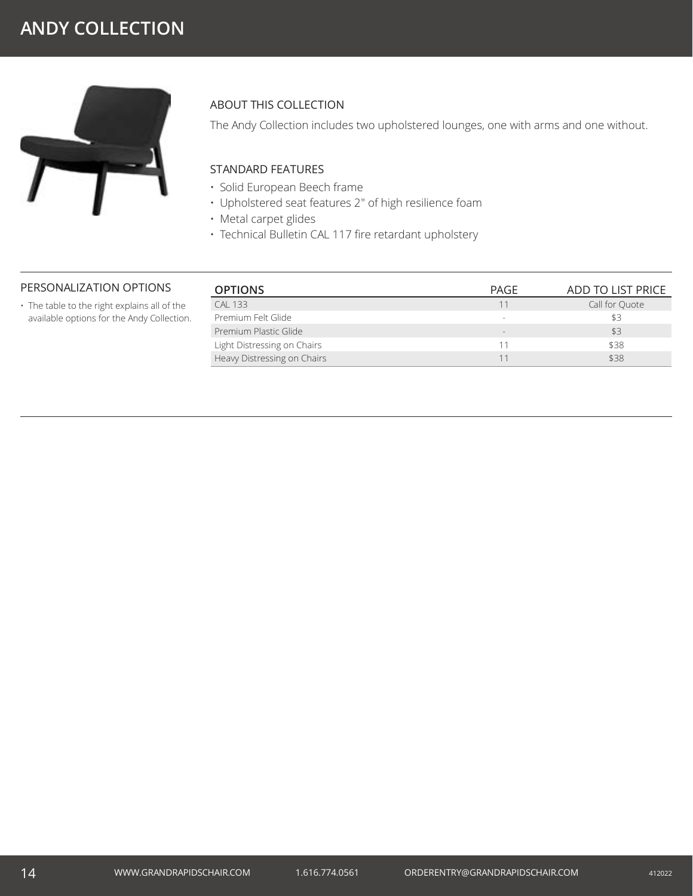# ANDY COLLECTION

## ABOUT THIS COLLECTION

The Andy Collection includes two upholstered lounges, one with arms and one without.

## STANDARD FEATURES

- Solid European Beech frame
- Upholstered seat features 2" of high resilience foam
- Metal carpet glides
- Technical Bulletin CAL 117 fire retardant upholstery

## PERSONALIZATION OPTIONS

- The table to the right explains all of the available options for the Andy Collection.

| OPTIONS | PAGE | ADD TO LIST PRICE |
|---|---|---|
| CAL 133 | 11 | Call for Quote |
| Premium Felt Glide | - | $3 |
| Premium Plastic Glide | - | $3 |
| Light Distressing on Chairs | 11 | $38 |
| Heavy Distressing on Chairs | 11 | $38 |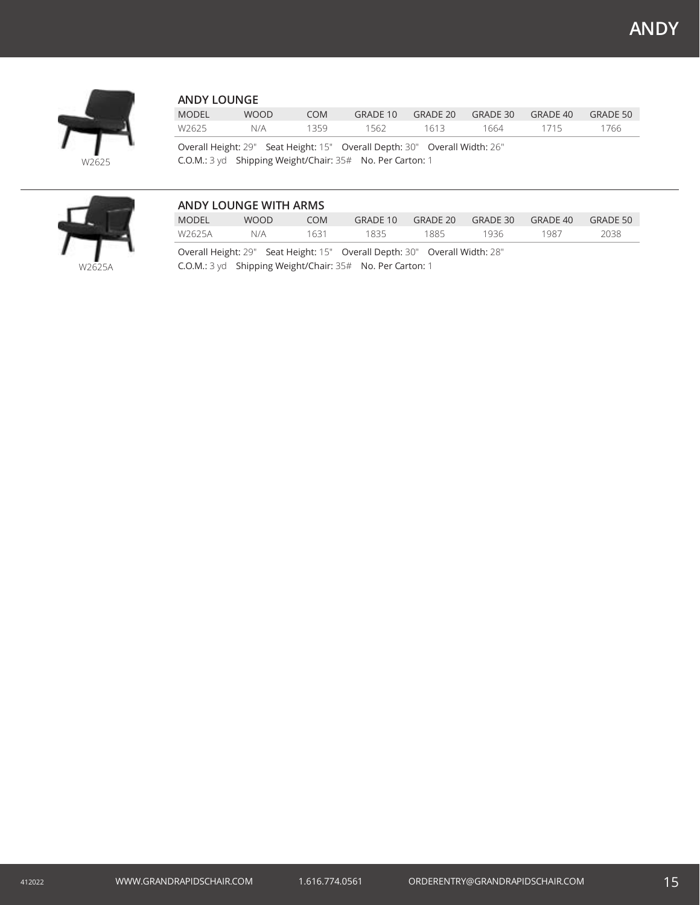# ANDY

W2625

## ANDY LOUNGE

| MODEL | WOOD | COM | GRADE 10 | GRADE 20 | GRADE 30 | GRADE 40 | GRADE 50 |
|---|---|---|---|---|---|---|---|
| W2625 | N/A | 1359 | 1562 | 1613 | 1664 | 1715 | 1766 |

**Overall Height:** 29" **Seat Height:** 15" **Overall Depth:** 30" **Overall Width:** 26"
**C.O.M.:** 3 yd **Shipping Weight/Chair:** 35# **No. Per Carton:** 1

W2625A

## ANDY LOUNGE WITH ARMS

| MODEL | WOOD | COM | GRADE 10 | GRADE 20 | GRADE 30 | GRADE 40 | GRADE 50 |
|---|---|---|---|---|---|---|---|
| W2625A | N/A | 1631 | 1835 | 1885 | 1936 | 1987 | 2038 |

**Overall Height:** 29" **Seat Height:** 15" **Overall Depth:** 30" **Overall Width:** 28"
**C.O.M.:** 3 yd **Shipping Weight/Chair:** 35# **No. Per Carton:** 1